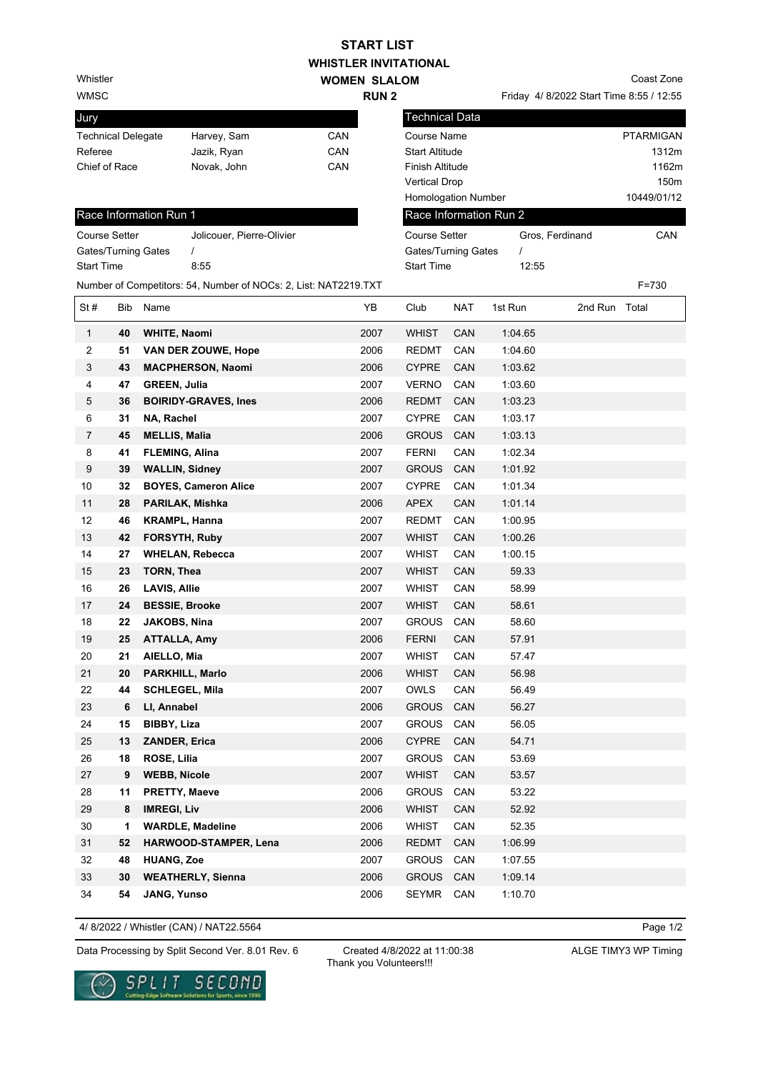# START LIST

## WHISTLER INVITATIONAL

## WOMEN SLALOM

## RUN 2

Whistler
WMSC

Coast Zone
Friday 4/ 8/2022 Start Time 8:55 / 12:55

| Jury | | |
|---|---|---|
| Technical Delegate | Harvey, Sam | CAN |
| Referee | Jazik, Ryan | CAN |
| Chief of Race | Novak, John | CAN |

| Technical Data | |
|---|---|
| Course Name | PTARMIGAN |
| Start Altitude | 1312m |
| Finish Altitude | 1162m |
| Vertical Drop | 150m |
| Homologation Number | 10449/01/12 |

| Race Information Run 1 | |
|---|---|
| Course Setter | Jolicouer, Pierre-Olivier |
| Gates/Turning Gates | / |
| Start Time | 8:55 |

| Race Information Run 2 | | |
|---|---|---|
| Course Setter | Gros, Ferdinand | CAN |
| Gates/Turning Gates | / | |
| Start Time | 12:55 | |

Number of Competitors: 54, Number of NOCs: 2, List: NAT2219.TXT F=730

| St# | Bib | Name | YB | Club | NAT | 1st Run | 2nd Run | Total |
|---|---|---|---|---|---|---|---|---|
| 1 | 40 | **WHITE, Naomi** | 2007 | WHIST | CAN | 1:04.65 | | |
| 2 | 51 | **VAN DER ZOUWE, Hope** | 2006 | REDMT | CAN | 1:04.60 | | |
| 3 | 43 | **MACPHERSON, Naomi** | 2006 | CYPRE | CAN | 1:03.62 | | |
| 4 | 47 | **GREEN, Julia** | 2007 | VERNO | CAN | 1:03.60 | | |
| 5 | 36 | **BOIRIDY-GRAVES, Ines** | 2006 | REDMT | CAN | 1:03.23 | | |
| 6 | 31 | **NA, Rachel** | 2007 | CYPRE | CAN | 1:03.17 | | |
| 7 | 45 | **MELLIS, Malia** | 2006 | GROUS | CAN | 1:03.13 | | |
| 8 | 41 | **FLEMING, Alina** | 2007 | FERNI | CAN | 1:02.34 | | |
| 9 | 39 | **WALLIN, Sidney** | 2007 | GROUS | CAN | 1:01.92 | | |
| 10 | 32 | **BOYES, Cameron Alice** | 2007 | CYPRE | CAN | 1:01.34 | | |
| 11 | 28 | **PARILAK, Mishka** | 2006 | APEX | CAN | 1:01.14 | | |
| 12 | 46 | **KRAMPL, Hanna** | 2007 | REDMT | CAN | 1:00.95 | | |
| 13 | 42 | **FORSYTH, Ruby** | 2007 | WHIST | CAN | 1:00.26 | | |
| 14 | 27 | **WHELAN, Rebecca** | 2007 | WHIST | CAN | 1:00.15 | | |
| 15 | 23 | **TORN, Thea** | 2007 | WHIST | CAN | 59.33 | | |
| 16 | 26 | **LAVIS, Allie** | 2007 | WHIST | CAN | 58.99 | | |
| 17 | 24 | **BESSIE, Brooke** | 2007 | WHIST | CAN | 58.61 | | |
| 18 | 22 | **JAKOBS, Nina** | 2007 | GROUS | CAN | 58.60 | | |
| 19 | 25 | **ATTALLA, Amy** | 2006 | FERNI | CAN | 57.91 | | |
| 20 | 21 | **AIELLO, Mia** | 2007 | WHIST | CAN | 57.47 | | |
| 21 | 20 | **PARKHILL, Marlo** | 2006 | WHIST | CAN | 56.98 | | |
| 22 | 44 | **SCHLEGEL, Mila** | 2007 | OWLS | CAN | 56.49 | | |
| 23 | 6 | **LI, Annabel** | 2006 | GROUS | CAN | 56.27 | | |
| 24 | 15 | **BIBBY, Liza** | 2007 | GROUS | CAN | 56.05 | | |
| 25 | 13 | **ZANDER, Erica** | 2006 | CYPRE | CAN | 54.71 | | |
| 26 | 18 | **ROSE, Lilia** | 2007 | GROUS | CAN | 53.69 | | |
| 27 | 9 | **WEBB, Nicole** | 2007 | WHIST | CAN | 53.57 | | |
| 28 | 11 | **PRETTY, Maeve** | 2006 | GROUS | CAN | 53.22 | | |
| 29 | 8 | **IMREGI, Liv** | 2006 | WHIST | CAN | 52.92 | | |
| 30 | 1 | **WARDLE, Madeline** | 2006 | WHIST | CAN | 52.35 | | |
| 31 | 52 | **HARWOOD-STAMPER, Lena** | 2006 | REDMT | CAN | 1:06.99 | | |
| 32 | 48 | **HUANG, Zoe** | 2007 | GROUS | CAN | 1:07.55 | | |
| 33 | 30 | **WEATHERLY, Sienna** | 2006 | GROUS | CAN | 1:09.14 | | |
| 34 | 54 | **JANG, Yunso** | 2006 | SEYMR | CAN | 1:10.70 | | |

4/ 8/2022 / Whistler (CAN) / NAT22.5564

Data Processing by Split Second Ver. 8.01 Rev. 6 Created 4/8/2022 at 11:00:38 ALGE TIMY3 WP Timing

Thank you Volunteers!!!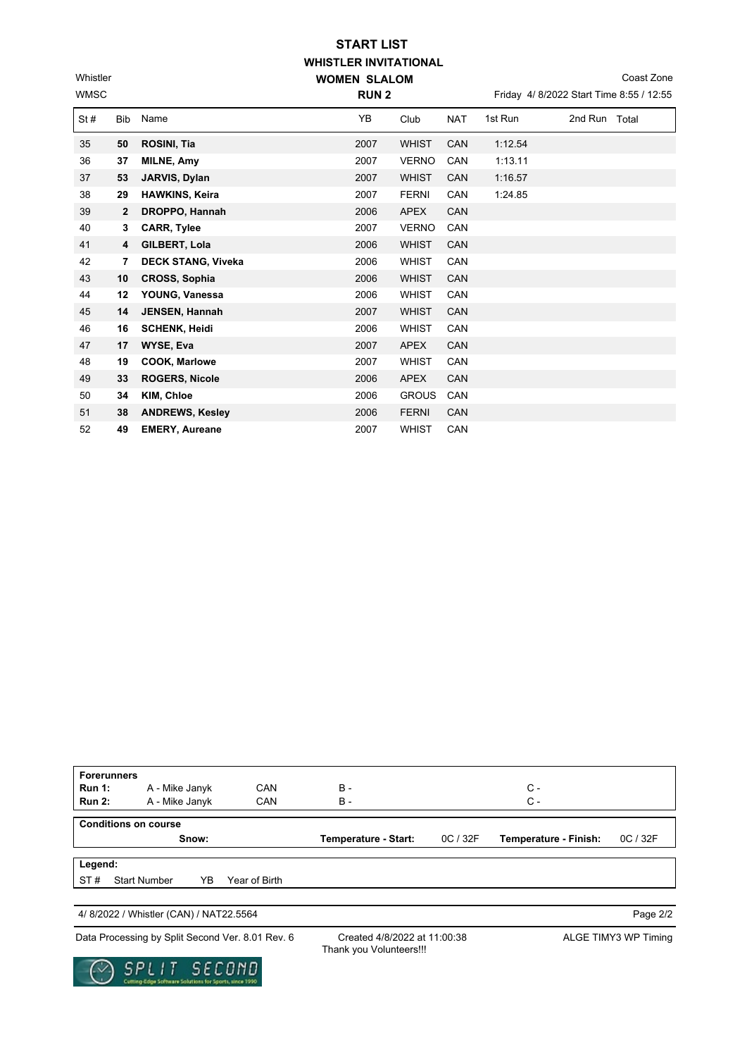# START LIST

## WHISTLER INVITATIONAL

## WOMEN SLALOM

## RUN 2

Whistler | Coast Zone

WMSC | Friday 4/ 8/2022 Start Time 8:55 / 12:55

| St # | Bib | Name | YB | Club | NAT | 1st Run | 2nd Run | Total |
|---|---|---|---|---|---|---|---|---|
| 35 | **50** | **ROSINI, Tia** | 2007 | WHIST | CAN | 1:12.54 | | |
| 36 | **37** | **MILNE, Amy** | 2007 | VERNO | CAN | 1:13.11 | | |
| 37 | **53** | **JARVIS, Dylan** | 2007 | WHIST | CAN | 1:16.57 | | |
| 38 | **29** | **HAWKINS, Keira** | 2007 | FERNI | CAN | 1:24.85 | | |
| 39 | **2** | **DROPPO, Hannah** | 2006 | APEX | CAN | | | |
| 40 | **3** | **CARR, Tylee** | 2007 | VERNO | CAN | | | |
| 41 | **4** | **GILBERT, Lola** | 2006 | WHIST | CAN | | | |
| 42 | **7** | **DECK STANG, Viveka** | 2006 | WHIST | CAN | | | |
| 43 | **10** | **CROSS, Sophia** | 2006 | WHIST | CAN | | | |
| 44 | **12** | **YOUNG, Vanessa** | 2006 | WHIST | CAN | | | |
| 45 | **14** | **JENSEN, Hannah** | 2007 | WHIST | CAN | | | |
| 46 | **16** | **SCHENK, Heidi** | 2006 | WHIST | CAN | | | |
| 47 | **17** | **WYSE, Eva** | 2007 | APEX | CAN | | | |
| 48 | **19** | **COOK, Marlowe** | 2007 | WHIST | CAN | | | |
| 49 | **33** | **ROGERS, Nicole** | 2006 | APEX | CAN | | | |
| 50 | **34** | **KIM, Chloe** | 2006 | GROUS | CAN | | | |
| 51 | **38** | **ANDREWS, Kesley** | 2006 | FERNI | CAN | | | |
| 52 | **49** | **EMERY, Aureane** | 2007 | WHIST | CAN | | | |

**Forerunners**

| | | | | |
|---|---|---|---|---|
| **Run 1:** | A - Mike Janyk | CAN | B - | C - |
| **Run 2:** | A - Mike Janyk | CAN | B - | C - |

**Conditions on course**

| | | | | |
|---|---|---|---|---|
| **Snow:** | **Temperature - Start:** | 0C / 32F | **Temperature - Finish:** | 0C / 32F |

**Legend:**

ST # Start Number &nbsp; YB Year of Birth

4/ 8/2022 / Whistler (CAN) / NAT22.5564

Data Processing by Split Second Ver. 8.01 Rev. 6 &nbsp; Created 4/8/2022 at 11:00:38 &nbsp; ALGE TIMY3 WP Timing

Thank you Volunteers!!!